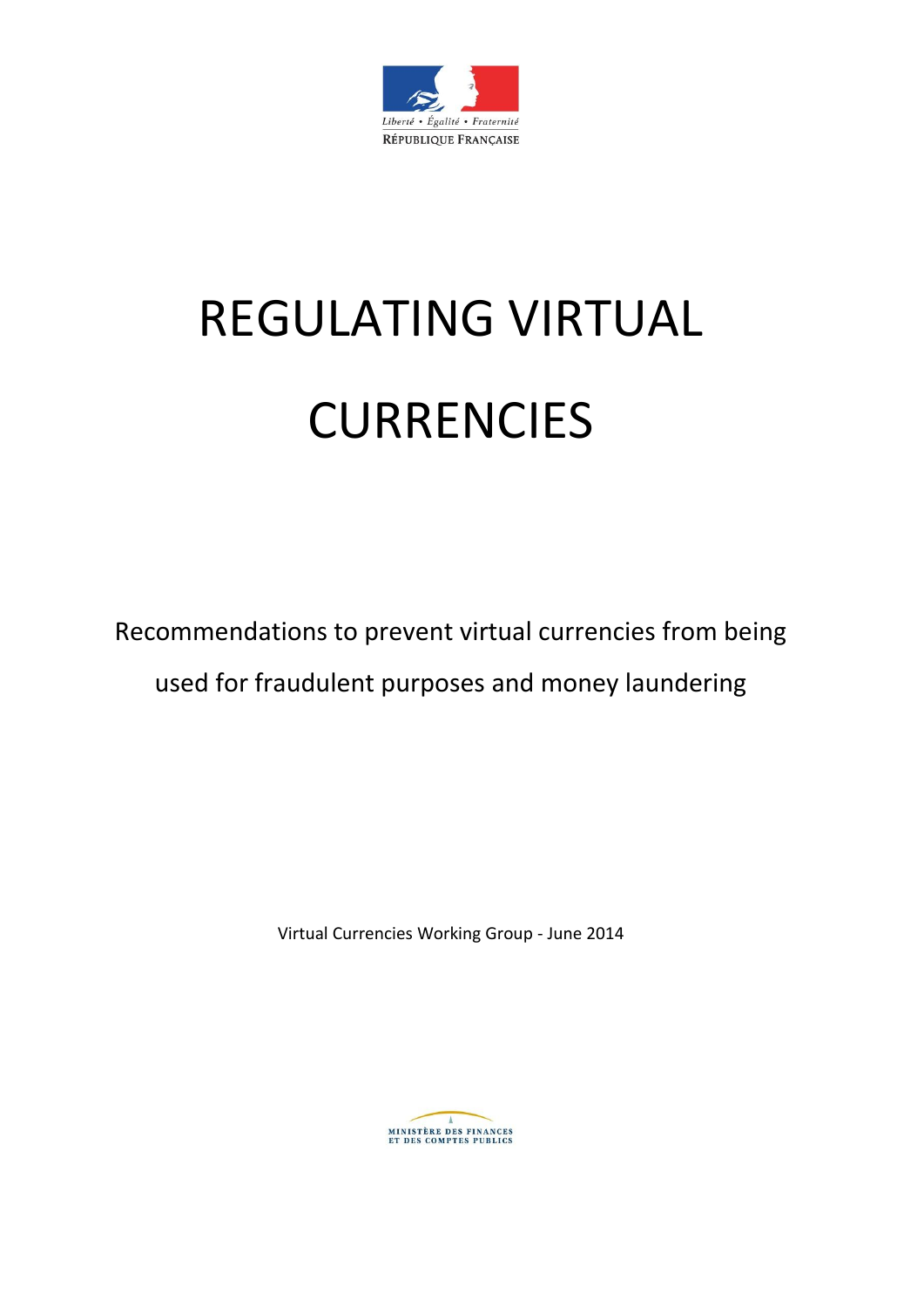Liberté • Égalité • Fraternité

RÉPUBLIQUE FRANÇAISE

# REGULATING VIRTUAL CURRENCIES

Recommendations to prevent virtual currencies from being used for fraudulent purposes and money laundering

Virtual Currencies Working Group - June 2014

MINISTÈRE DES FINANCES ET DES COMPTES PUBLICS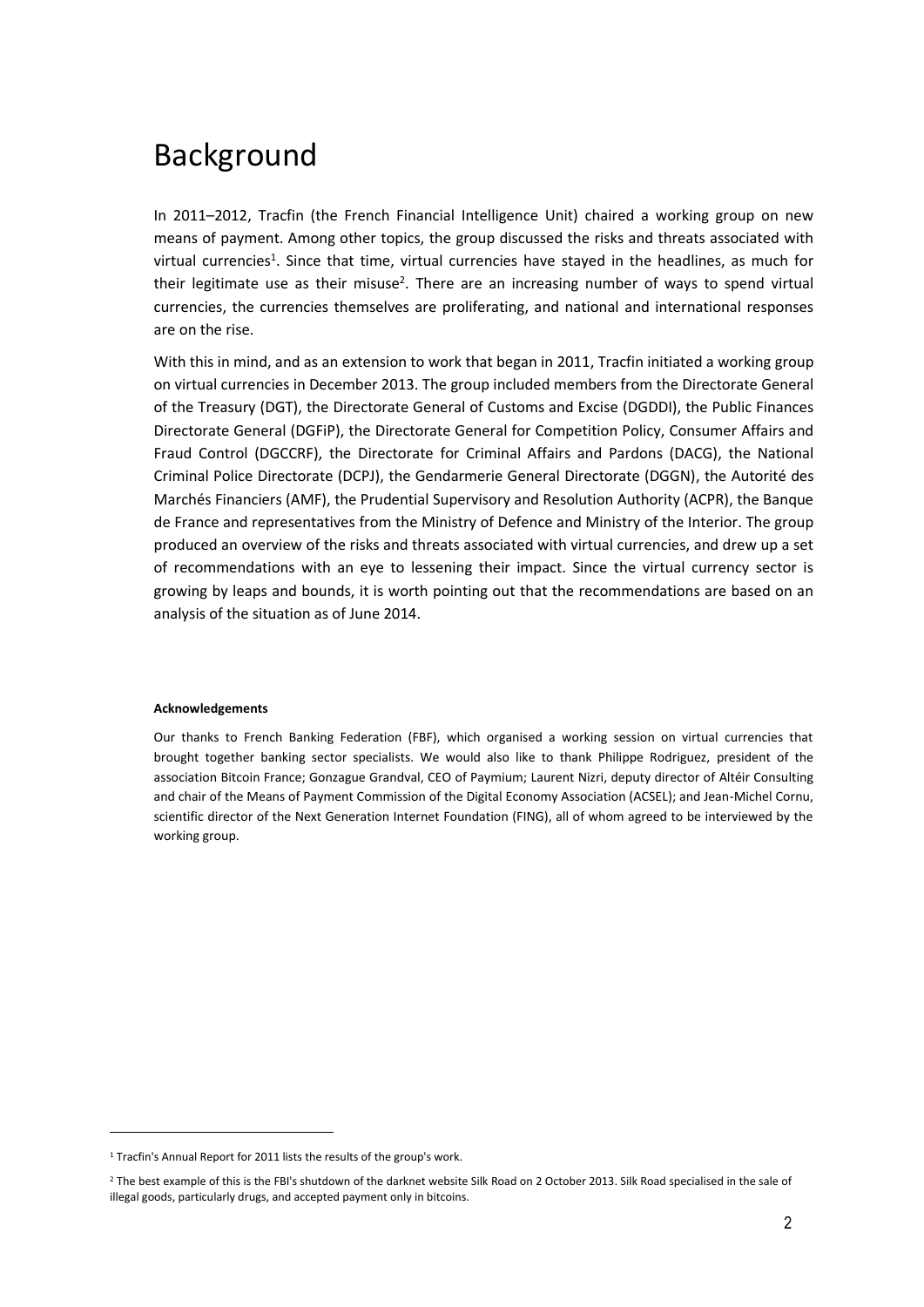# Background

In 2011–2012, Tracfin (the French Financial Intelligence Unit) chaired a working group on new means of payment. Among other topics, the group discussed the risks and threats associated with virtual currencies[1]. Since that time, virtual currencies have stayed in the headlines, as much for their legitimate use as their misuse[2]. There are an increasing number of ways to spend virtual currencies, the currencies themselves are proliferating, and national and international responses are on the rise.

With this in mind, and as an extension to work that began in 2011, Tracfin initiated a working group on virtual currencies in December 2013. The group included members from the Directorate General of the Treasury (DGT), the Directorate General of Customs and Excise (DGDDI), the Public Finances Directorate General (DGFiP), the Directorate General for Competition Policy, Consumer Affairs and Fraud Control (DGCCRF), the Directorate for Criminal Affairs and Pardons (DACG), the National Criminal Police Directorate (DCPJ), the Gendarmerie General Directorate (DGGN), the Autorité des Marchés Financiers (AMF), the Prudential Supervisory and Resolution Authority (ACPR), the Banque de France and representatives from the Ministry of Defence and Ministry of the Interior. The group produced an overview of the risks and threats associated with virtual currencies, and drew up a set of recommendations with an eye to lessening their impact. Since the virtual currency sector is growing by leaps and bounds, it is worth pointing out that the recommendations are based on an analysis of the situation as of June 2014.

**Acknowledgements**

Our thanks to French Banking Federation (FBF), which organised a working session on virtual currencies that brought together banking sector specialists. We would also like to thank Philippe Rodriguez, president of the association Bitcoin France; Gonzague Grandval, CEO of Paymium; Laurent Nizri, deputy director of Altéir Consulting and chair of the Means of Payment Commission of the Digital Economy Association (ACSEL); and Jean-Michel Cornu, scientific director of the Next Generation Internet Foundation (FING), all of whom agreed to be interviewed by the working group.

---

[1] Tracfin's Annual Report for 2011 lists the results of the group's work.

[2] The best example of this is the FBI's shutdown of the darknet website Silk Road on 2 October 2013. Silk Road specialised in the sale of illegal goods, particularly drugs, and accepted payment only in bitcoins.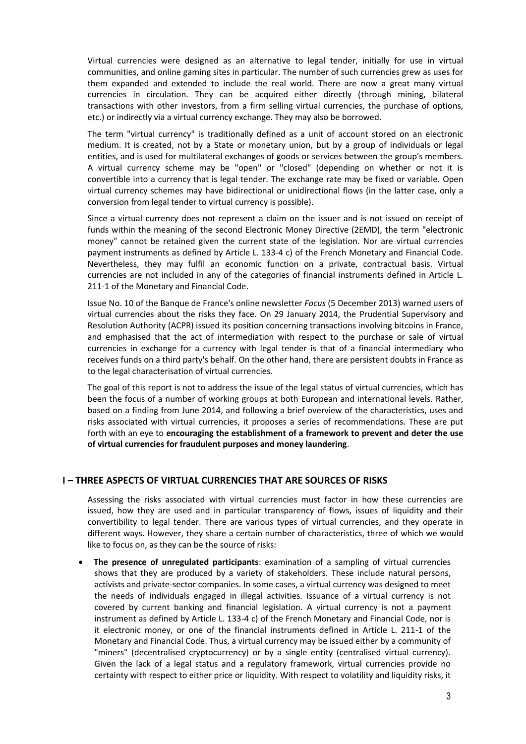Virtual currencies were designed as an alternative to legal tender, initially for use in virtual communities, and online gaming sites in particular. The number of such currencies grew as uses for them expanded and extended to include the real world. There are now a great many virtual currencies in circulation. They can be acquired either directly (through mining, bilateral transactions with other investors, from a firm selling virtual currencies, the purchase of options, etc.) or indirectly via a virtual currency exchange. They may also be borrowed.

The term "virtual currency" is traditionally defined as a unit of account stored on an electronic medium. It is created, not by a State or monetary union, but by a group of individuals or legal entities, and is used for multilateral exchanges of goods or services between the group's members. A virtual currency scheme may be "open" or "closed" (depending on whether or not it is convertible into a currency that is legal tender. The exchange rate may be fixed or variable. Open virtual currency schemes may have bidirectional or unidirectional flows (in the latter case, only a conversion from legal tender to virtual currency is possible).

Since a virtual currency does not represent a claim on the issuer and is not issued on receipt of funds within the meaning of the second Electronic Money Directive (2EMD), the term "electronic money" cannot be retained given the current state of the legislation. Nor are virtual currencies payment instruments as defined by Article L. 133-4 c) of the French Monetary and Financial Code. Nevertheless, they may fulfil an economic function on a private, contractual basis. Virtual currencies are not included in any of the categories of financial instruments defined in Article L. 211-1 of the Monetary and Financial Code.

Issue No. 10 of the Banque de France's online newsletter *Focus* (5 December 2013) warned users of virtual currencies about the risks they face. On 29 January 2014, the Prudential Supervisory and Resolution Authority (ACPR) issued its position concerning transactions involving bitcoins in France, and emphasised that the act of intermediation with respect to the purchase or sale of virtual currencies in exchange for a currency with legal tender is that of a financial intermediary who receives funds on a third party's behalf. On the other hand, there are persistent doubts in France as to the legal characterisation of virtual currencies.

The goal of this report is not to address the issue of the legal status of virtual currencies, which has been the focus of a number of working groups at both European and international levels. Rather, based on a finding from June 2014, and following a brief overview of the characteristics, uses and risks associated with virtual currencies, it proposes a series of recommendations. These are put forth with an eye to **encouraging the establishment of a framework to prevent and deter the use of virtual currencies for fraudulent purposes and money laundering**.

## I – THREE ASPECTS OF VIRTUAL CURRENCIES THAT ARE SOURCES OF RISKS

Assessing the risks associated with virtual currencies must factor in how these currencies are issued, how they are used and in particular transparency of flows, issues of liquidity and their convertibility to legal tender. There are various types of virtual currencies, and they operate in different ways. However, they share a certain number of characteristics, three of which we would like to focus on, as they can be the source of risks:

- **The presence of unregulated participants**: examination of a sampling of virtual currencies shows that they are produced by a variety of stakeholders. These include natural persons, activists and private-sector companies. In some cases, a virtual currency was designed to meet the needs of individuals engaged in illegal activities. Issuance of a virtual currency is not covered by current banking and financial legislation. A virtual currency is not a payment instrument as defined by Article L. 133-4 c) of the French Monetary and Financial Code, nor is it electronic money, or one of the financial instruments defined in Article L. 211-1 of the Monetary and Financial Code. Thus, a virtual currency may be issued either by a community of "miners" (decentralised cryptocurrency) or by a single entity (centralised virtual currency). Given the lack of a legal status and a regulatory framework, virtual currencies provide no certainty with respect to either price or liquidity. With respect to volatility and liquidity risks, it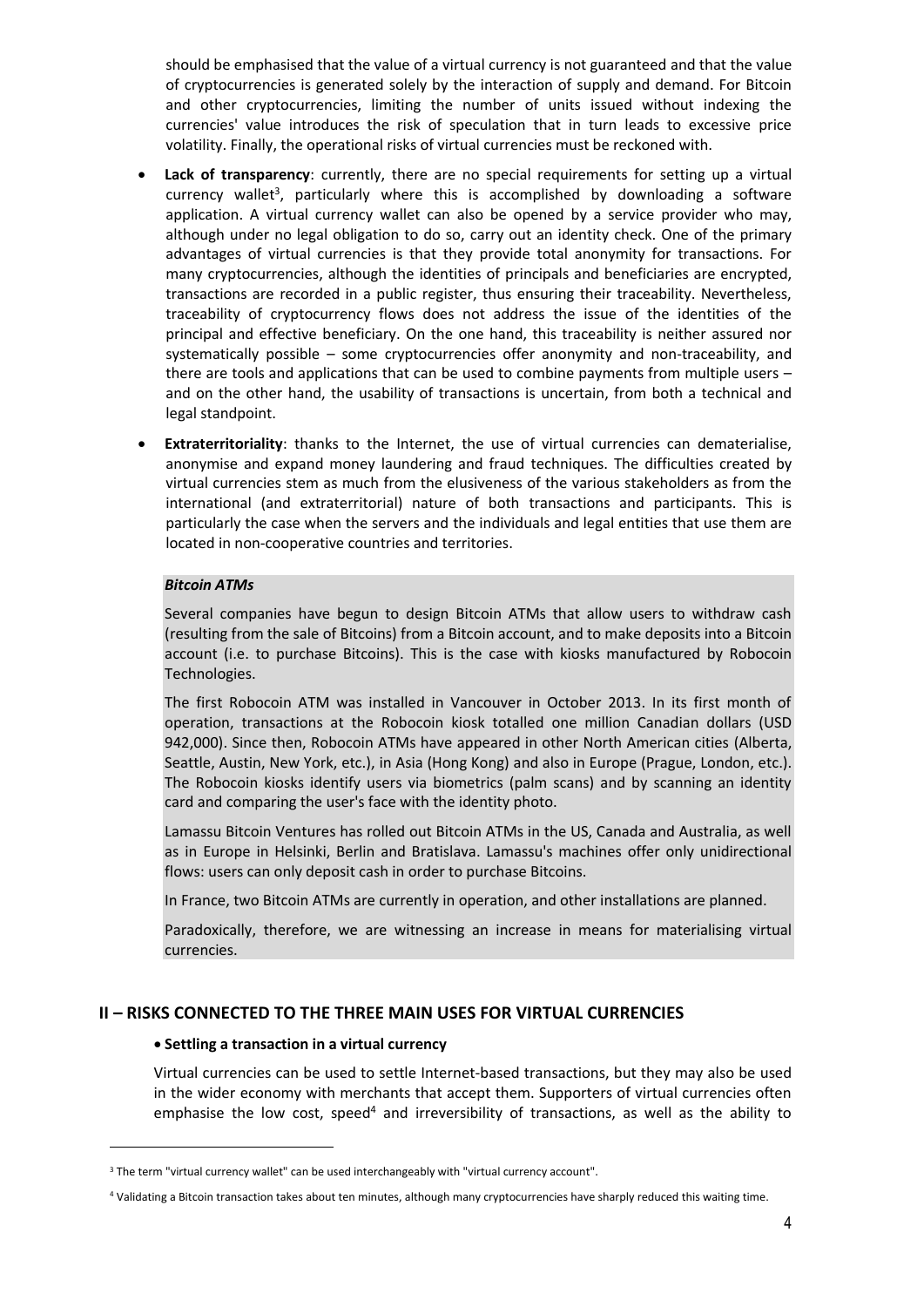should be emphasised that the value of a virtual currency is not guaranteed and that the value of cryptocurrencies is generated solely by the interaction of supply and demand. For Bitcoin and other cryptocurrencies, limiting the number of units issued without indexing the currencies' value introduces the risk of speculation that in turn leads to excessive price volatility. Finally, the operational risks of virtual currencies must be reckoned with.

- **Lack of transparency**: currently, there are no special requirements for setting up a virtual currency wallet[3], particularly where this is accomplished by downloading a software application. A virtual currency wallet can also be opened by a service provider who may, although under no legal obligation to do so, carry out an identity check. One of the primary advantages of virtual currencies is that they provide total anonymity for transactions. For many cryptocurrencies, although the identities of principals and beneficiaries are encrypted, transactions are recorded in a public register, thus ensuring their traceability. Nevertheless, traceability of cryptocurrency flows does not address the issue of the identities of the principal and effective beneficiary. On the one hand, this traceability is neither assured nor systematically possible – some cryptocurrencies offer anonymity and non-traceability, and there are tools and applications that can be used to combine payments from multiple users – and on the other hand, the usability of transactions is uncertain, from both a technical and legal standpoint.
- **Extraterritoriality**: thanks to the Internet, the use of virtual currencies can dematerialise, anonymise and expand money laundering and fraud techniques. The difficulties created by virtual currencies stem as much from the elusiveness of the various stakeholders as from the international (and extraterritorial) nature of both transactions and participants. This is particularly the case when the servers and the individuals and legal entities that use them are located in non-cooperative countries and territories.

***Bitcoin ATMs***

Several companies have begun to design Bitcoin ATMs that allow users to withdraw cash (resulting from the sale of Bitcoins) from a Bitcoin account, and to make deposits into a Bitcoin account (i.e. to purchase Bitcoins). This is the case with kiosks manufactured by Robocoin Technologies.

The first Robocoin ATM was installed in Vancouver in October 2013. In its first month of operation, transactions at the Robocoin kiosk totalled one million Canadian dollars (USD 942,000). Since then, Robocoin ATMs have appeared in other North American cities (Alberta, Seattle, Austin, New York, etc.), in Asia (Hong Kong) and also in Europe (Prague, London, etc.). The Robocoin kiosks identify users via biometrics (palm scans) and by scanning an identity card and comparing the user's face with the identity photo.

Lamassu Bitcoin Ventures has rolled out Bitcoin ATMs in the US, Canada and Australia, as well as in Europe in Helsinki, Berlin and Bratislava. Lamassu's machines offer only unidirectional flows: users can only deposit cash in order to purchase Bitcoins.

In France, two Bitcoin ATMs are currently in operation, and other installations are planned.

Paradoxically, therefore, we are witnessing an increase in means for materialising virtual currencies.

## II – RISKS CONNECTED TO THE THREE MAIN USES FOR VIRTUAL CURRENCIES

- **Settling a transaction in a virtual currency**

Virtual currencies can be used to settle Internet-based transactions, but they may also be used in the wider economy with merchants that accept them. Supporters of virtual currencies often emphasise the low cost, speed[4] and irreversibility of transactions, as well as the ability to

[3] The term "virtual currency wallet" can be used interchangeably with "virtual currency account".

[4] Validating a Bitcoin transaction takes about ten minutes, although many cryptocurrencies have sharply reduced this waiting time.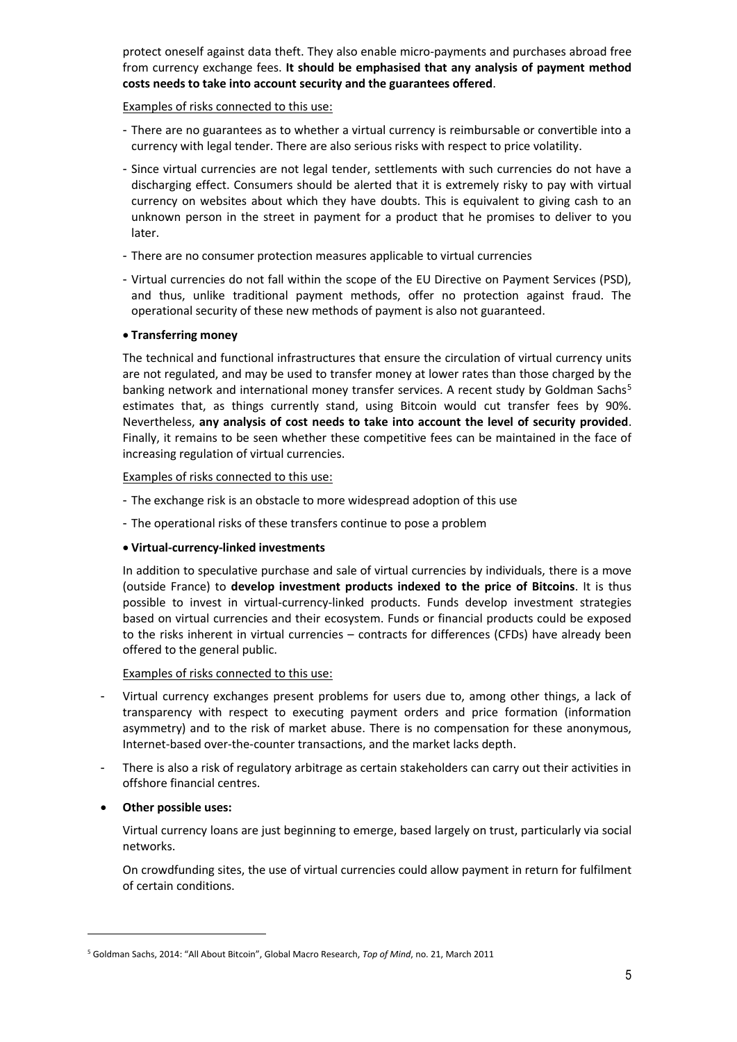protect oneself against data theft. They also enable micro-payments and purchases abroad free from currency exchange fees. **It should be emphasised that any analysis of payment method costs needs to take into account security and the guarantees offered**.

Examples of risks connected to this use:

- There are no guarantees as to whether a virtual currency is reimbursable or convertible into a currency with legal tender. There are also serious risks with respect to price volatility.
- Since virtual currencies are not legal tender, settlements with such currencies do not have a discharging effect. Consumers should be alerted that it is extremely risky to pay with virtual currency on websites about which they have doubts. This is equivalent to giving cash to an unknown person in the street in payment for a product that he promises to deliver to you later.
- There are no consumer protection measures applicable to virtual currencies
- Virtual currencies do not fall within the scope of the EU Directive on Payment Services (PSD), and thus, unlike traditional payment methods, offer no protection against fraud. The operational security of these new methods of payment is also not guaranteed.

- **Transferring money**

The technical and functional infrastructures that ensure the circulation of virtual currency units are not regulated, and may be used to transfer money at lower rates than those charged by the banking network and international money transfer services. A recent study by Goldman Sachs[5] estimates that, as things currently stand, using Bitcoin would cut transfer fees by 90%. Nevertheless, **any analysis of cost needs to take into account the level of security provided**. Finally, it remains to be seen whether these competitive fees can be maintained in the face of increasing regulation of virtual currencies.

Examples of risks connected to this use:

- The exchange risk is an obstacle to more widespread adoption of this use
- The operational risks of these transfers continue to pose a problem

- **Virtual-currency-linked investments**

In addition to speculative purchase and sale of virtual currencies by individuals, there is a move (outside France) to **develop investment products indexed to the price of Bitcoins**. It is thus possible to invest in virtual-currency-linked products. Funds develop investment strategies based on virtual currencies and their ecosystem. Funds or financial products could be exposed to the risks inherent in virtual currencies – contracts for differences (CFDs) have already been offered to the general public.

Examples of risks connected to this use:

- Virtual currency exchanges present problems for users due to, among other things, a lack of transparency with respect to executing payment orders and price formation (information asymmetry) and to the risk of market abuse. There is no compensation for these anonymous, Internet-based over-the-counter transactions, and the market lacks depth.
- There is also a risk of regulatory arbitrage as certain stakeholders can carry out their activities in offshore financial centres.

- **Other possible uses:**

Virtual currency loans are just beginning to emerge, based largely on trust, particularly via social networks.

On crowdfunding sites, the use of virtual currencies could allow payment in return for fulfilment of certain conditions.

---

[5] Goldman Sachs, 2014: "All About Bitcoin", Global Macro Research, *Top of Mind*, no. 21, March 2011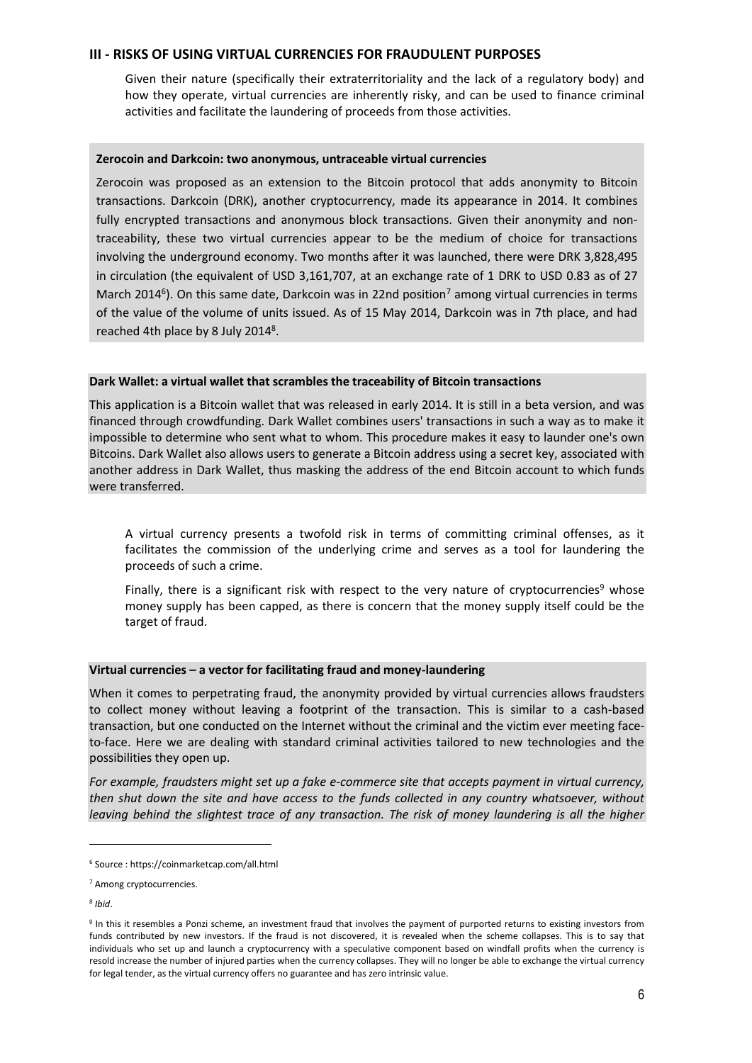## III - RISKS OF USING VIRTUAL CURRENCIES FOR FRAUDULENT PURPOSES

Given their nature (specifically their extraterritoriality and the lack of a regulatory body) and how they operate, virtual currencies are inherently risky, and can be used to finance criminal activities and facilitate the laundering of proceeds from those activities.

**Zerocoin and Darkcoin: two anonymous, untraceable virtual currencies**

Zerocoin was proposed as an extension to the Bitcoin protocol that adds anonymity to Bitcoin transactions. Darkcoin (DRK), another cryptocurrency, made its appearance in 2014. It combines fully encrypted transactions and anonymous block transactions. Given their anonymity and non-traceability, these two virtual currencies appear to be the medium of choice for transactions involving the underground economy. Two months after it was launched, there were DRK 3,828,495 in circulation (the equivalent of USD 3,161,707, at an exchange rate of 1 DRK to USD 0.83 as of 27 March 2014[6]). On this same date, Darkcoin was in 22nd position[7] among virtual currencies in terms of the value of the volume of units issued. As of 15 May 2014, Darkcoin was in 7th place, and had reached 4th place by 8 July 2014[8].

**Dark Wallet: a virtual wallet that scrambles the traceability of Bitcoin transactions**

This application is a Bitcoin wallet that was released in early 2014. It is still in a beta version, and was financed through crowdfunding. Dark Wallet combines users' transactions in such a way as to make it impossible to determine who sent what to whom. This procedure makes it easy to launder one's own Bitcoins. Dark Wallet also allows users to generate a Bitcoin address using a secret key, associated with another address in Dark Wallet, thus masking the address of the end Bitcoin account to which funds were transferred.

A virtual currency presents a twofold risk in terms of committing criminal offenses, as it facilitates the commission of the underlying crime and serves as a tool for laundering the proceeds of such a crime.

Finally, there is a significant risk with respect to the very nature of cryptocurrencies[9] whose money supply has been capped, as there is concern that the money supply itself could be the target of fraud.

**Virtual currencies – a vector for facilitating fraud and money-laundering**

When it comes to perpetrating fraud, the anonymity provided by virtual currencies allows fraudsters to collect money without leaving a footprint of the transaction. This is similar to a cash-based transaction, but one conducted on the Internet without the criminal and the victim ever meeting face-to-face. Here we are dealing with standard criminal activities tailored to new technologies and the possibilities they open up.

*For example, fraudsters might set up a fake e-commerce site that accepts payment in virtual currency, then shut down the site and have access to the funds collected in any country whatsoever, without leaving behind the slightest trace of any transaction. The risk of money laundering is all the higher*

---

[6] Source : https://coinmarketcap.com/all.html

[7] Among cryptocurrencies.

[8] *Ibid*.

[9] In this it resembles a Ponzi scheme, an investment fraud that involves the payment of purported returns to existing investors from funds contributed by new investors. If the fraud is not discovered, it is revealed when the scheme collapses. This is to say that individuals who set up and launch a cryptocurrency with a speculative component based on windfall profits when the currency is resold increase the number of injured parties when the currency collapses. They will no longer be able to exchange the virtual currency for legal tender, as the virtual currency offers no guarantee and has zero intrinsic value.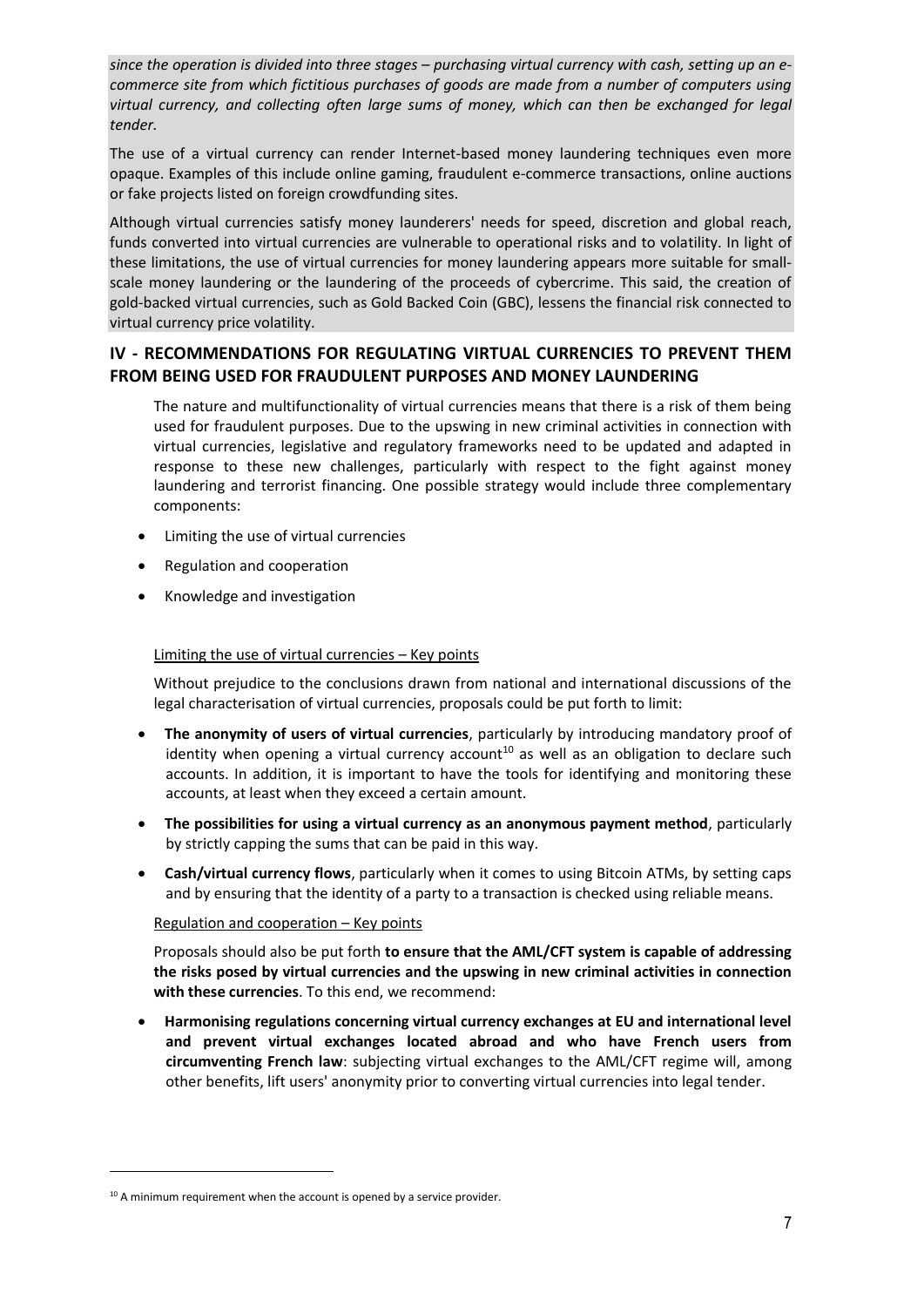*since the operation is divided into three stages – purchasing virtual currency with cash, setting up an e-commerce site from which fictitious purchases of goods are made from a number of computers using virtual currency, and collecting often large sums of money, which can then be exchanged for legal tender.*

The use of a virtual currency can render Internet-based money laundering techniques even more opaque. Examples of this include online gaming, fraudulent e-commerce transactions, online auctions or fake projects listed on foreign crowdfunding sites.

Although virtual currencies satisfy money launderers' needs for speed, discretion and global reach, funds converted into virtual currencies are vulnerable to operational risks and to volatility. In light of these limitations, the use of virtual currencies for money laundering appears more suitable for small-scale money laundering or the laundering of the proceeds of cybercrime. This said, the creation of gold-backed virtual currencies, such as Gold Backed Coin (GBC), lessens the financial risk connected to virtual currency price volatility.

## IV - RECOMMENDATIONS FOR REGULATING VIRTUAL CURRENCIES TO PREVENT THEM FROM BEING USED FOR FRAUDULENT PURPOSES AND MONEY LAUNDERING

The nature and multifunctionality of virtual currencies means that there is a risk of them being used for fraudulent purposes. Due to the upswing in new criminal activities in connection with virtual currencies, legislative and regulatory frameworks need to be updated and adapted in response to these new challenges, particularly with respect to the fight against money laundering and terrorist financing. One possible strategy would include three complementary components:

- Limiting the use of virtual currencies
- Regulation and cooperation
- Knowledge and investigation

Limiting the use of virtual currencies – Key points

Without prejudice to the conclusions drawn from national and international discussions of the legal characterisation of virtual currencies, proposals could be put forth to limit:

- **The anonymity of users of virtual currencies**, particularly by introducing mandatory proof of identity when opening a virtual currency account[10] as well as an obligation to declare such accounts. In addition, it is important to have the tools for identifying and monitoring these accounts, at least when they exceed a certain amount.
- **The possibilities for using a virtual currency as an anonymous payment method**, particularly by strictly capping the sums that can be paid in this way.
- **Cash/virtual currency flows**, particularly when it comes to using Bitcoin ATMs, by setting caps and by ensuring that the identity of a party to a transaction is checked using reliable means.

Regulation and cooperation – Key points

Proposals should also be put forth **to ensure that the AML/CFT system is capable of addressing the risks posed by virtual currencies and the upswing in new criminal activities in connection with these currencies**. To this end, we recommend:

- **Harmonising regulations concerning virtual currency exchanges at EU and international level and prevent virtual exchanges located abroad and who have French users from circumventing French law**: subjecting virtual exchanges to the AML/CFT regime will, among other benefits, lift users' anonymity prior to converting virtual currencies into legal tender.

[10] A minimum requirement when the account is opened by a service provider.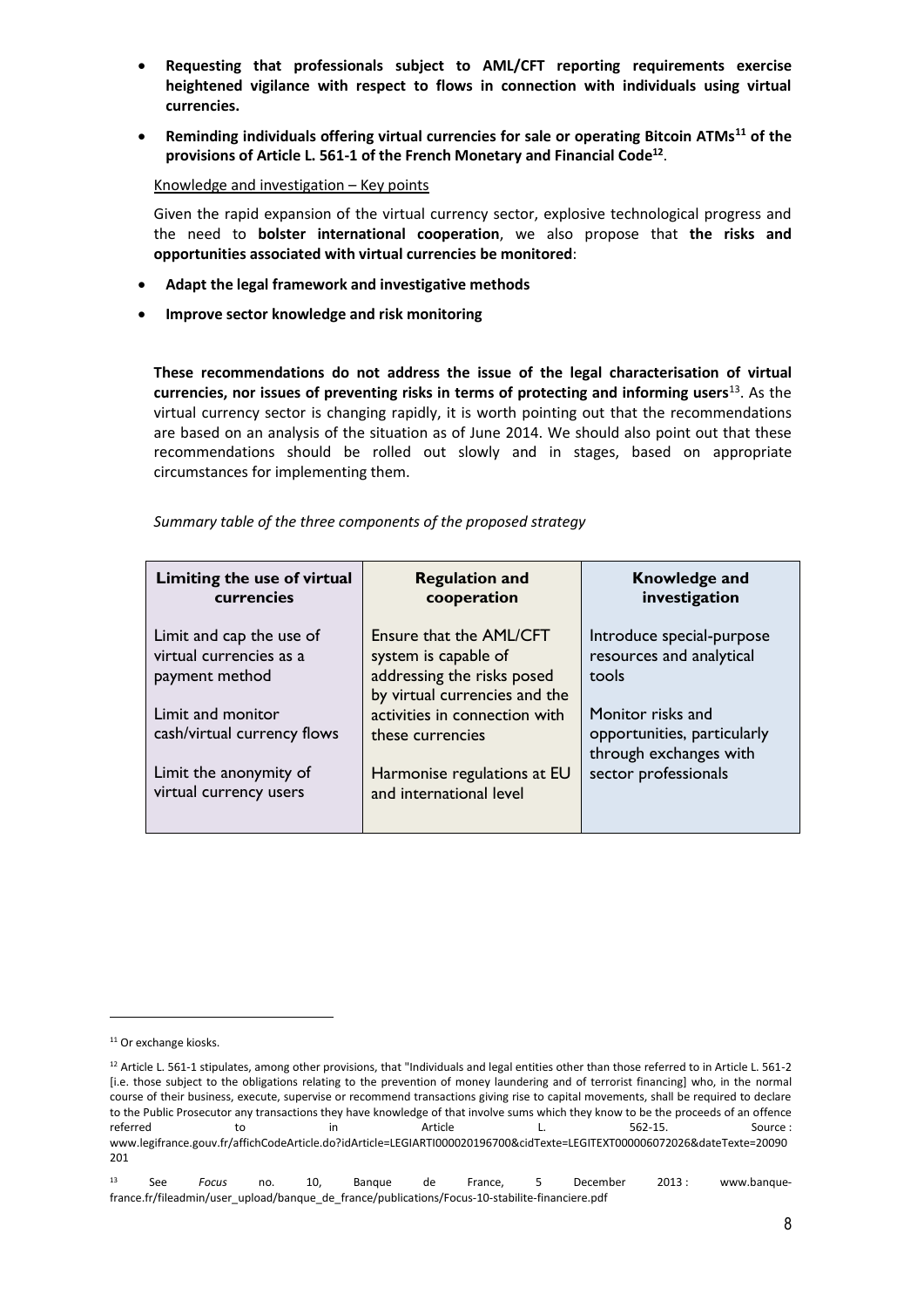- **Requesting that professionals subject to AML/CFT reporting requirements exercise heightened vigilance with respect to flows in connection with individuals using virtual currencies.**
- **Reminding individuals offering virtual currencies for sale or operating Bitcoin ATMs[11] of the provisions of Article L. 561-1 of the French Monetary and Financial Code[12]**.

Knowledge and investigation – Key points

Given the rapid expansion of the virtual currency sector, explosive technological progress and the need to **bolster international cooperation**, we also propose that **the risks and opportunities associated with virtual currencies be monitored**:

- **Adapt the legal framework and investigative methods**
- **Improve sector knowledge and risk monitoring**

**These recommendations do not address the issue of the legal characterisation of virtual currencies, nor issues of preventing risks in terms of protecting and informing users**[13]. As the virtual currency sector is changing rapidly, it is worth pointing out that the recommendations are based on an analysis of the situation as of June 2014. We should also point out that these recommendations should be rolled out slowly and in stages, based on appropriate circumstances for implementing them.

*Summary table of the three components of the proposed strategy*

| Limiting the use of virtual currencies | Regulation and cooperation | Knowledge and investigation |
| --- | --- | --- |
| Limit and cap the use of virtual currencies as a payment method<br><br>Limit and monitor cash/virtual currency flows<br><br>Limit the anonymity of virtual currency users | Ensure that the AML/CFT system is capable of addressing the risks posed by virtual currencies and the activities in connection with these currencies<br><br>Harmonise regulations at EU and international level | Introduce special-purpose resources and analytical tools<br><br>Monitor risks and opportunities, particularly through exchanges with sector professionals |

[11] Or exchange kiosks.

[12] Article L. 561-1 stipulates, among other provisions, that "Individuals and legal entities other than those referred to in Article L. 561-2 [i.e. those subject to the obligations relating to the prevention of money laundering and of terrorist financing] who, in the normal course of their business, execute, supervise or recommend transactions giving rise to capital movements, shall be required to declare to the Public Prosecutor any transactions they have knowledge of that involve sums which they know to be the proceeds of an offence referred to in Article L. 562-15. Source : www.legifrance.gouv.fr/affichCodeArticle.do?idArticle=LEGIARTI000020196700&cidTexte=LEGITEXT000006072026&dateTexte=20090201

[13] See *Focus* no. 10, Banque de France, 5 December 2013 : www.banque-france.fr/fileadmin/user_upload/banque_de_france/publications/Focus-10-stabilite-financiere.pdf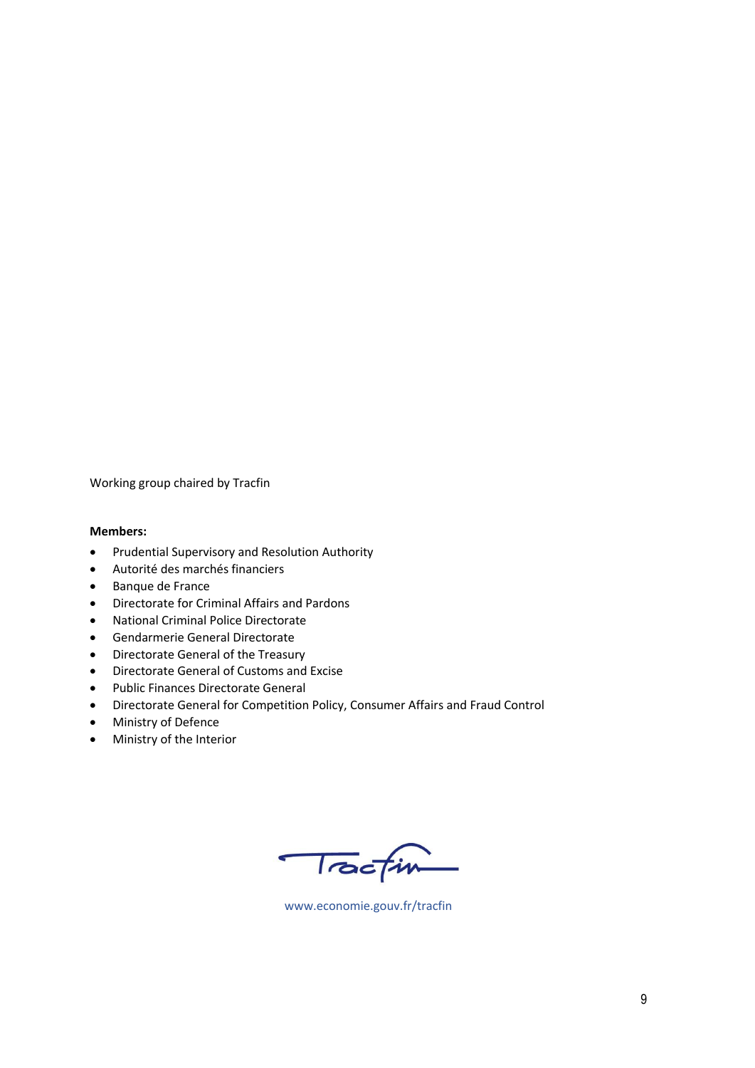Working group chaired by Tracfin

**Members:**

- Prudential Supervisory and Resolution Authority
- Autorité des marchés financiers
- Banque de France
- Directorate for Criminal Affairs and Pardons
- National Criminal Police Directorate
- Gendarmerie General Directorate
- Directorate General of the Treasury
- Directorate General of Customs and Excise
- Public Finances Directorate General
- Directorate General for Competition Policy, Consumer Affairs and Fraud Control
- Ministry of Defence
- Ministry of the Interior

Tracfin

www.economie.gouv.fr/tracfin